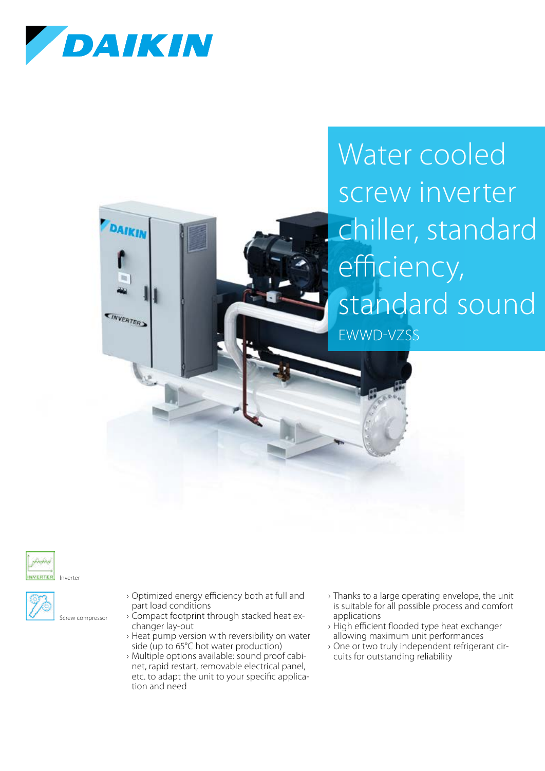# Water cooled screw inverter chiller, standard efficiency, standard sound

EWWD-VZSS

Inverter

Screw compressor

- Optimized energy efficiency both at full and part load conditions
- Compact footprint through stacked heat exchanger lay-out
- Heat pump version with reversibility on water side (up to 65°C hot water production)
- Multiple options available: sound proof cabinet, rapid restart, removable electrical panel, etc. to adapt the unit to your specific application and need
- Thanks to a large operating envelope, the unit is suitable for all possible process and comfort applications
- High efficient flooded type heat exchanger allowing maximum unit performances
- One or two truly independent refrigerant circuits for outstanding reliability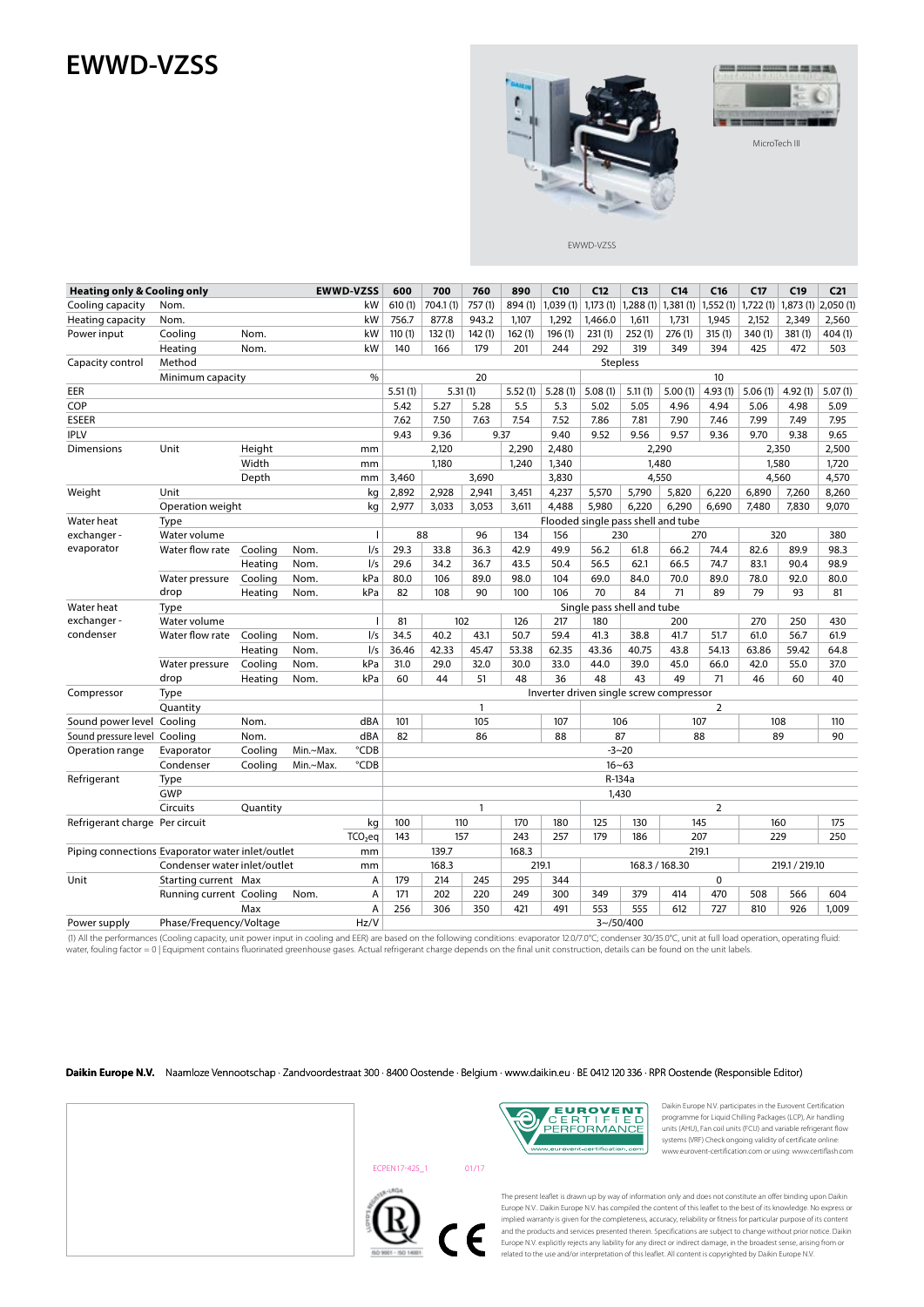# EWWD-VZSS

MicroTech III

EWWD-VZSS

| Heating only & Cooling only | | | | EWWD-VZSS | 600 | 700 | 760 | 890 | C10 | C12 | C13 | C14 | C16 | C17 | C19 | C21 |
|---|---|---|---|---|---|---|---|---|---|---|---|---|---|---|---|---|
| Cooling capacity | Nom. | | | kW | 610 (1) | 704.1 (1) | 757 (1) | 894 (1) | 1,039 (1) | 1,173 (1) | 1,288 (1) | 1,381 (1) | 1,552 (1) | 1,722 (1) | 1,873 (1) | 2,050 (1) |
| Heating capacity | Nom. | | | kW | 756.7 | 877.8 | 943.2 | 1,107 | 1,292 | 1,466.0 | 1,611 | 1,731 | 1,945 | 2,152 | 2,349 | 2,560 |
| Power input | Cooling | Nom. | | kW | 110 (1) | 132 (1) | 142 (1) | 162 (1) | 196 (1) | 231 (1) | 252 (1) | 276 (1) | 315 (1) | 340 (1) | 381 (1) | 404 (1) |
| | Heating | Nom. | | kW | 140 | 166 | 179 | 201 | 244 | 292 | 319 | 349 | 394 | 425 | 472 | 503 |
| Capacity control | Method | | | | Stepless | | | | | | | | | | | |
| | Minimum capacity | | | % | 20 | | | | | 10 | | | | | | |
| EER | | | | | 5.51 (1) | 5.31 (1) | | 5.52 (1) | 5.28 (1) | 5.08 (1) | 5.11 (1) | 5.00 (1) | 4.93 (1) | 5.06 (1) | 4.92 (1) | 5.07 (1) |
| COP | | | | | 5.42 | 5.27 | 5.28 | 5.5 | 5.3 | 5.02 | 5.05 | 4.96 | 4.94 | 5.06 | 4.98 | 5.09 |
| ESEER | | | | | 7.62 | 7.50 | 7.63 | 7.54 | 7.52 | 7.86 | 7.81 | 7.90 | 7.46 | 7.99 | 7.49 | 7.95 |
| IPLV | | | | | 9.43 | 9.36 | 9.37 | | 9.40 | 9.52 | 9.56 | 9.57 | 9.36 | 9.70 | 9.38 | 9.65 |
| Dimensions | Unit | Height | | mm | 2,120 | | | 2,290 | 2,480 | 2,290 | | | | 2,350 | | 2,500 |
| | | Width | | mm | 1,180 | | | 1,240 | 1,340 | 1,480 | | | | 1,580 | | 1,720 |
| | | Depth | | mm | 3,460 | 3,690 | | | 3,830 | 4,550 | | | | 4,560 | | 4,570 |
| Weight | Unit | | | kg | 2,892 | 2,928 | 2,941 | 3,451 | 4,237 | 5,570 | 5,790 | 5,820 | 6,220 | 6,890 | 7,260 | 8,260 |
| | Operation weight | | | kg | 2,977 | 3,033 | 3,053 | 3,611 | 4,488 | 5,980 | 6,220 | 6,290 | 6,690 | 7,480 | 7,830 | 9,070 |
| Water heat exchanger - evaporator | Type | | | | Flooded single pass shell and tube | | | | | | | | | | | |
| | Water volume | | | l | 88 | | 96 | 134 | 156 | 230 | | 270 | | 320 | | 380 |
| | Water flow rate | Cooling | Nom. | l/s | 29.3 | 33.8 | 36.3 | 42.9 | 49.9 | 56.2 | 61.8 | 66.2 | 74.4 | 82.6 | 89.9 | 98.3 |
| | | Heating | Nom. | l/s | 29.6 | 34.2 | 36.7 | 43.5 | 50.4 | 56.5 | 62.1 | 66.5 | 74.7 | 83.1 | 90.4 | 98.9 |
| | Water pressure drop | Cooling | Nom. | kPa | 80.0 | 106 | 89.0 | 98.0 | 104 | 69.0 | 84.0 | 70.0 | 89.0 | 78.0 | 92.0 | 80.0 |
| | | Heating | Nom. | kPa | 82 | 108 | 90 | 100 | 106 | 70 | 84 | 71 | 89 | 79 | 93 | 81 |
| Water heat exchanger - condenser | Type | | | | Single pass shell and tube | | | | | | | | | | | |
| | Water volume | | | l | 81 | 102 | | 126 | 217 | 180 | 200 | | | 270 | 250 | 430 |
| | Water flow rate | Cooling | Nom. | l/s | 34.5 | 40.2 | 43.1 | 50.7 | 59.4 | 41.3 | 38.8 | 41.7 | 51.7 | 61.0 | 56.7 | 61.9 |
| | | Heating | Nom. | l/s | 36.46 | 42.33 | 45.47 | 53.38 | 62.35 | 43.36 | 40.75 | 43.8 | 54.13 | 63.86 | 59.42 | 64.8 |
| | Water pressure drop | Cooling | Nom. | kPa | 31.0 | 29.0 | 32.0 | 30.0 | 33.0 | 44.0 | 39.0 | 45.0 | 66.0 | 42.0 | 55.0 | 37.0 |
| | | Heating | Nom. | kPa | 60 | 44 | 51 | 48 | 36 | 48 | 43 | 49 | 71 | 46 | 60 | 40 |
| Compressor | Type | | | | Inverter driven single screw compressor | | | | | | | | | | | |
| | Quantity | | | | 1 | | | | | 2 | | | | | | |
| Sound power level | Cooling | Nom. | | dBA | 101 | 105 | | | 107 | 106 | | 107 | | 108 | | 110 |
| Sound pressure level | Cooling | Nom. | | dBA | 82 | 86 | | | 88 | 87 | | 88 | | 89 | | 90 |
| Operation range | Evaporator | Cooling | Min.~Max. | °CDB | -3~20 | | | | | | | | | | | |
| | Condenser | Cooling | Min.~Max. | °CDB | 16~63 | | | | | | | | | | | |
| Refrigerant | Type | | | | R-134a | | | | | | | | | | | |
| | GWP | | | | 1,430 | | | | | | | | | | | |
| | Circuits | Quantity | | | 1 | | | | | 2 | | | | | | |
| Refrigerant charge | Per circuit | | | kg | 100 | 110 | | 170 | 180 | 125 | 130 | 145 | | 160 | | 175 |
| | | | | $TCO_2eq$ | 143 | 157 | | 243 | 257 | 179 | 186 | 207 | | 229 | | 250 |
| Piping connections | Evaporator water inlet/outlet | | | mm | 139.7 | | | 168.3 | 219.1 | | | | | | | |
| | Condenser water inlet/outlet | | | mm | 168.3 | | 219.1 | | | 168.3 / 168.30 | | | | 219.1 / 219.10 | | |
| Unit | Starting current | Max | | A | 179 | 214 | 245 | 295 | 344 | 0 | | | | | | |
| | Running current | Cooling | Nom. | A | 171 | 202 | 220 | 249 | 300 | 349 | 379 | 414 | 470 | 508 | 566 | 604 |
| | | Max | | A | 256 | 306 | 350 | 421 | 491 | 553 | 555 | 612 | 727 | 810 | 926 | 1,009 |
| Power supply | Phase/Frequency/Voltage | | | Hz/V | 3~/50/400 | | | | | | | | | | | |

(1) All the performances (Cooling capacity, unit power input in cooling and EER) are based on the following conditions: evaporator 12.0/7.0°C; condenser 30/35.0°C, unit at full load operation, operating fluid: water, fouling factor = 0 | Equipment contains fluorinated greenhouse gases. Actual refrigerant charge depends on the final unit construction, details can be found on the unit labels.

**Daikin Europe N.V.** Naamloze Vennootschap · Zandvoordestraat 300 · 8400 Oostende · Belgium · www.daikin.eu · BE 0412 120 336 · RPR Oostende (Responsible Editor)

ECPEN17-425_1 01/17

EUROVENT CERTIFIED PERFORMANCE www.eurovent-certification.com

Daikin Europe N.V. participates in the Eurovent Certification programme for Liquid Chilling Packages (LCP), Air handling units (AHU), Fan coil units (FCU) and variable refrigerant flow systems (VRF) Check ongoing validity of certificate online: www.eurovent-certification.com or using: www.certiflash.com

The present leaflet is drawn up by way of information only and does not constitute an offer binding upon Daikin Europe N.V.. Daikin Europe N.V. has compiled the content of this leaflet to the best of its knowledge. No express or implied warranty is given for the completeness, accuracy, reliability or fitness for particular purpose of its content and the products and services presented therein. Specifications are subject to change without prior notice. Daikin Europe N.V. explicitly rejects any liability for any direct or indirect damage, in the broadest sense, arising from or related to the use and/or interpretation of this leaflet. All content is copyrighted by Daikin Europe N.V.